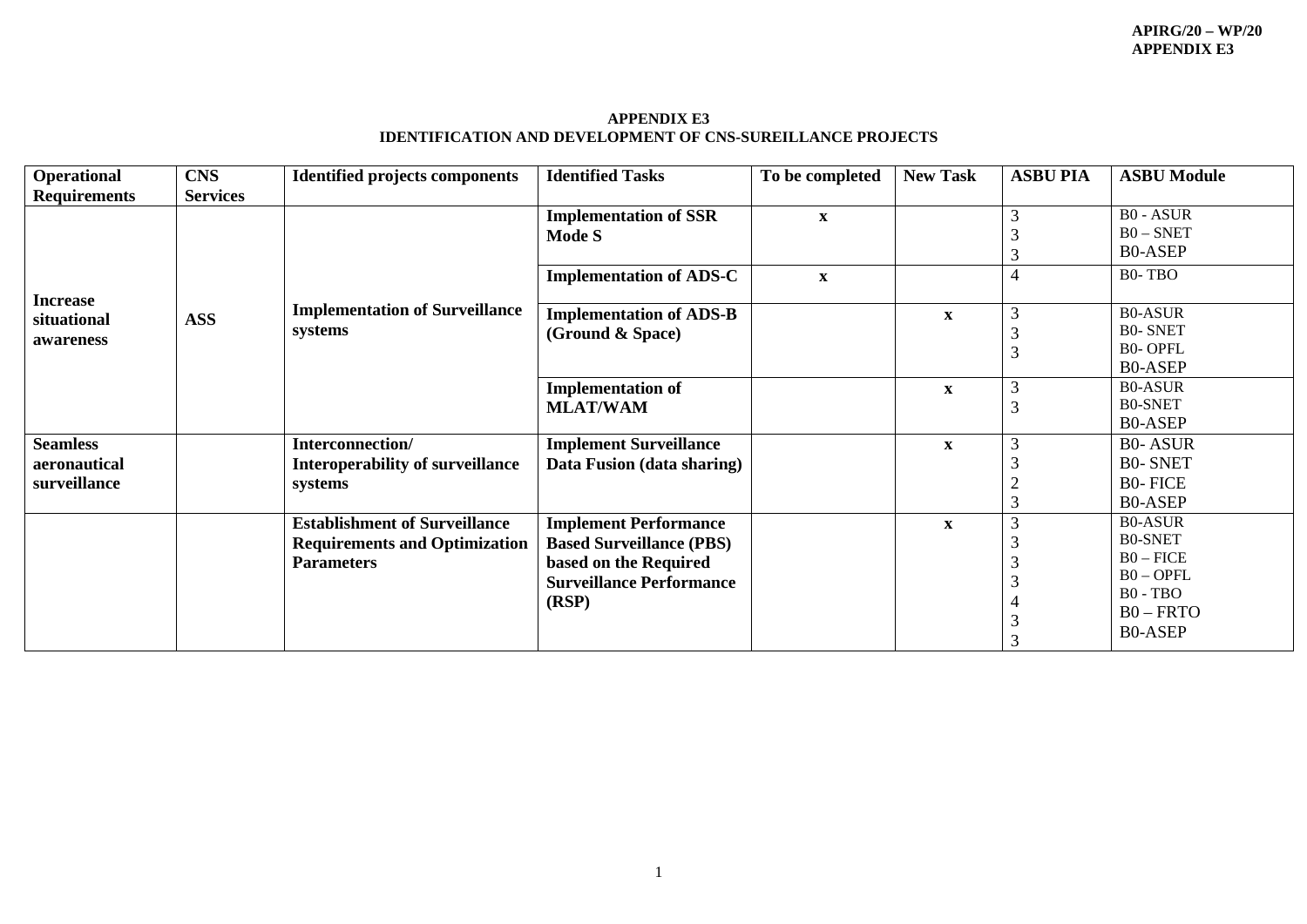**APPENDIX E3**
**IDENTIFICATION AND DEVELOPMENT OF CNS-SUREILLANCE PROJECTS**

| Operational Requirements | CNS Services | Identified projects components | Identified Tasks | To be completed | New Task | ASBU PIA | ASBU Module |
|---|---|---|---|---|---|---|---|
| **Increase situational awareness** | **ASS** | **Implementation of Surveillance systems** | **Implementation of SSR Mode S** | **x** | | 3<br>3<br>3 | B0 - ASUR<br>B0 – SNET<br>B0-ASEP |
| | | | **Implementation of ADS-C** | **x** | | 4 | B0- TBO |
| | | | **Implementation of ADS-B (Ground & Space)** | | **x** | 3<br>3<br>3 | B0-ASUR<br>B0- SNET<br>B0- OPFL<br>B0-ASEP |
| | | | **Implementation of MLAT/WAM** | | **x** | 3<br>3 | B0-ASUR<br>B0-SNET<br>B0-ASEP |
| **Seamless aeronautical surveillance** | | **Interconnection/ Interoperability of surveillance systems** | **Implement Surveillance Data Fusion (data sharing)** | | **x** | 3<br>3<br>2<br>3 | B0- ASUR<br>B0- SNET<br>B0- FICE<br>B0-ASEP |
| | | **Establishment of Surveillance Requirements and Optimization Parameters** | **Implement Performance Based Surveillance (PBS) based on the Required Surveillance Performance (RSP)** | | **x** | 3<br>3<br>3<br>3<br>4<br>3<br>3 | B0-ASUR<br>B0-SNET<br>B0 – FICE<br>B0 – OPFL<br>B0 - TBO<br>B0 – FRTO<br>B0-ASEP |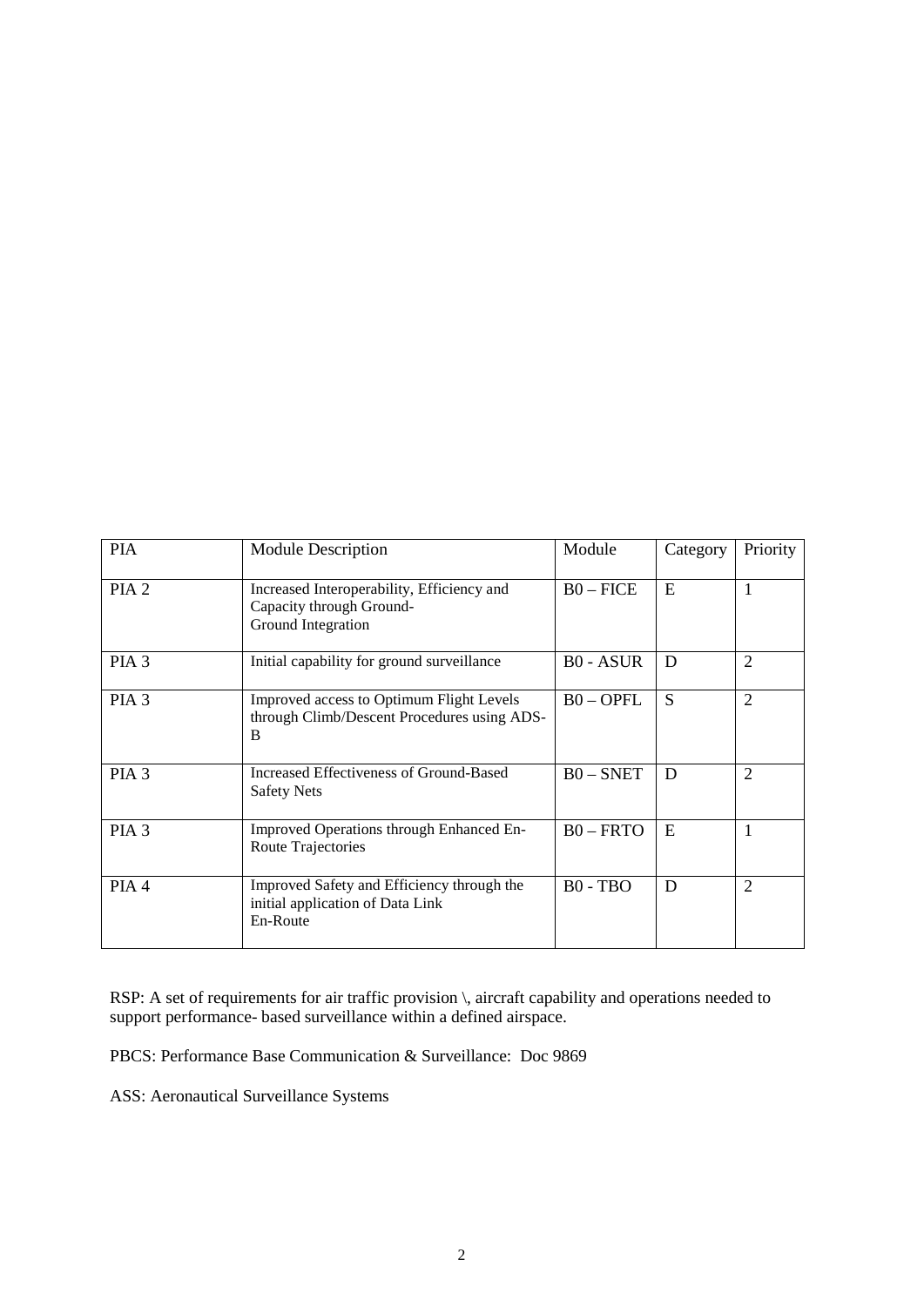| PIA | Module Description | Module | Category | Priority |
|---|---|---|---|---|
| PIA 2 | Increased Interoperability, Efficiency and Capacity through Ground-Ground Integration | B0 – FICE | E | 1 |
| PIA 3 | Initial capability for ground surveillance | B0 - ASUR | D | 2 |
| PIA 3 | Improved access to Optimum Flight Levels through Climb/Descent Procedures using ADS-B | B0 – OPFL | S | 2 |
| PIA 3 | Increased Effectiveness of Ground-Based Safety Nets | B0 – SNET | D | 2 |
| PIA 3 | Improved Operations through Enhanced En-Route Trajectories | B0 – FRTO | E | 1 |
| PIA 4 | Improved Safety and Efficiency through the initial application of Data Link En-Route | B0 - TBO | D | 2 |

RSP: A set of requirements for air traffic provision \, aircraft capability and operations needed to support performance- based surveillance within a defined airspace.

PBCS: Performance Base Communication & Surveillance: Doc 9869

ASS: Aeronautical Surveillance Systems